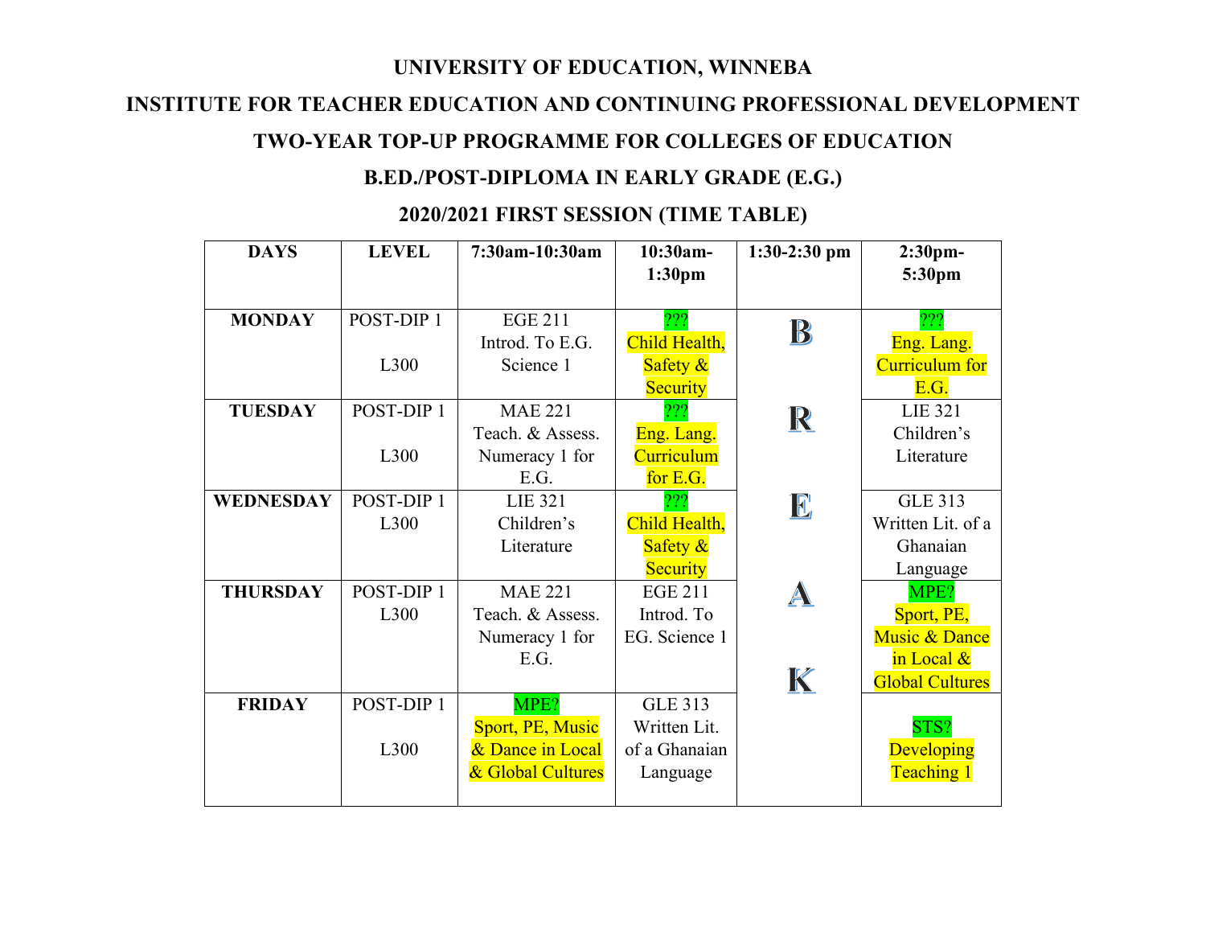# UNIVERSITY OF EDUCATION, WINNEBA

## INSTITUTE FOR TEACHER EDUCATION AND CONTINUING PROFESSIONAL DEVELOPMENT

## TWO-YEAR TOP-UP PROGRAMME FOR COLLEGES OF EDUCATION

## B.ED./POST-DIPLOMA IN EARLY GRADE (E.G.)

## 2020/2021 FIRST SESSION (TIME TABLE)

| DAYS | LEVEL | 7:30am-10:30am | 10:30am-1:30pm | 1:30-2:30 pm | 2:30pm-5:30pm |
|---|---|---|---|---|---|
| **MONDAY** | POST-DIP 1 L300 | EGE 211 Introd. To E.G. Science 1 | ??? Child Health, Safety & Security | B | ??? Eng. Lang. Curriculum for E.G. |
| **TUESDAY** | POST-DIP 1 L300 | MAE 221 Teach. & Assess. Numeracy 1 for E.G. | ??? Eng. Lang. Curriculum for E.G. | R | LIE 321 Children's Literature |
| **WEDNESDAY** | POST-DIP 1 L300 | LIE 321 Children's Literature | ??? Child Health, Safety & Security | E | GLE 313 Written Lit. of a Ghanaian Language |
| **THURSDAY** | POST-DIP 1 L300 | MAE 221 Teach. & Assess. Numeracy 1 for E.G. | EGE 211 Introd. To EG. Science 1 | A K | MPE? Sport, PE, Music & Dance in Local & Global Cultures |
| **FRIDAY** | POST-DIP 1 L300 | MPE? Sport, PE, Music & Dance in Local & Global Cultures | GLE 313 Written Lit. of a Ghanaian Language | | STS? Developing Teaching 1 |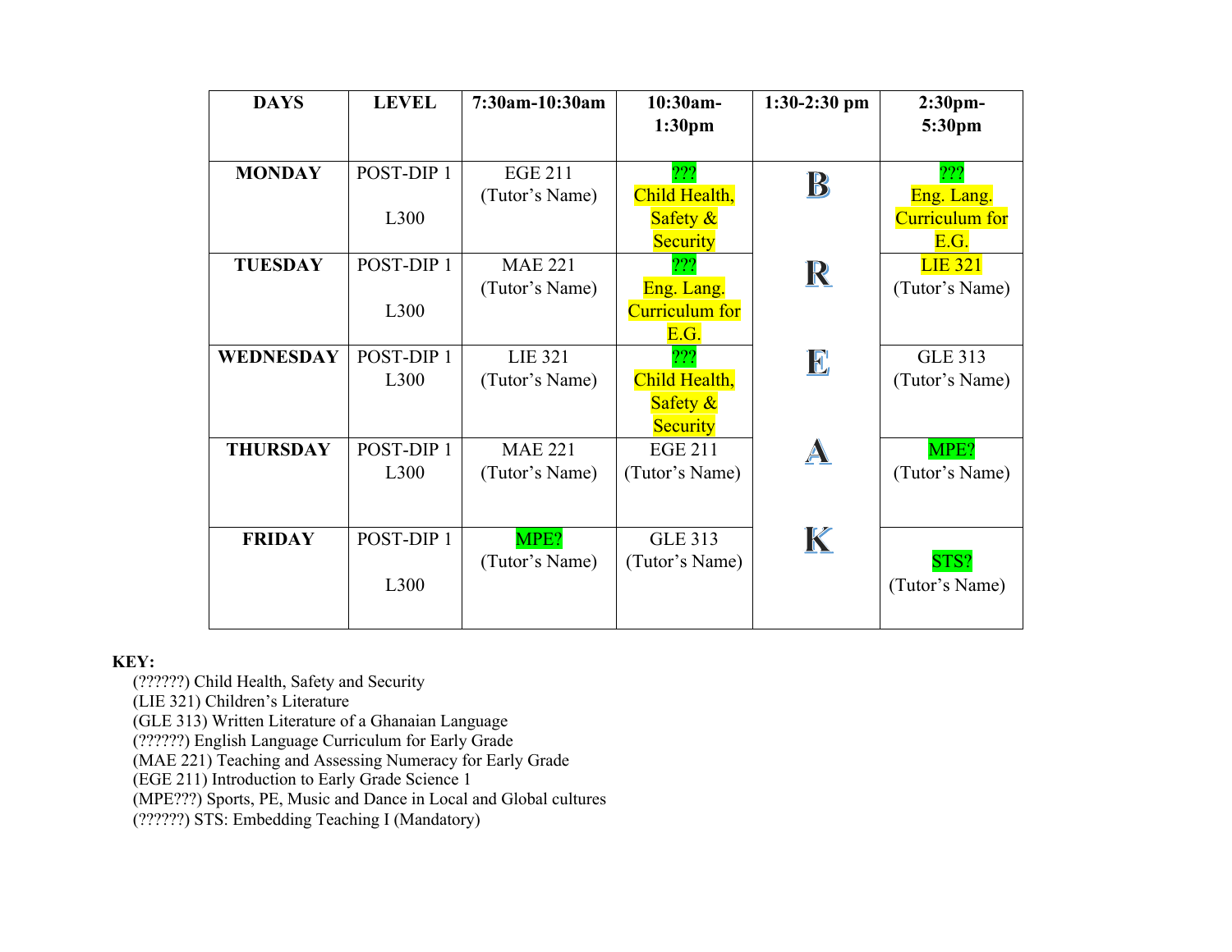| DAYS | LEVEL | 7:30am-10:30am | 10:30am-1:30pm | 1:30-2:30 pm | 2:30pm-5:30pm |
|---|---|---|---|---|---|
| **MONDAY** | POST-DIP 1 L300 | EGE 211 (Tutor's Name) | ??? Child Health, Safety & Security | B | ??? Eng. Lang. Curriculum for E.G. |
| **TUESDAY** | POST-DIP 1 L300 | MAE 221 (Tutor's Name) | ??? Eng. Lang. Curriculum for E.G. | R | LIE 321 (Tutor's Name) |
| **WEDNESDAY** | POST-DIP 1 L300 | LIE 321 (Tutor's Name) | ??? Child Health, Safety & Security | E | GLE 313 (Tutor's Name) |
| **THURSDAY** | POST-DIP 1 L300 | MAE 221 (Tutor's Name) | EGE 211 (Tutor's Name) | A | MPE? (Tutor's Name) |
| **FRIDAY** | POST-DIP 1 L300 | MPE? (Tutor's Name) | GLE 313 (Tutor's Name) | K | STS? (Tutor's Name) |

**KEY:**

(??????) Child Health, Safety and Security
(LIE 321) Children's Literature
(GLE 313) Written Literature of a Ghanaian Language
(??????) English Language Curriculum for Early Grade
(MAE 221) Teaching and Assessing Numeracy for Early Grade
(EGE 211) Introduction to Early Grade Science 1
(MPE???) Sports, PE, Music and Dance in Local and Global cultures
(??????) STS: Embedding Teaching I (Mandatory)